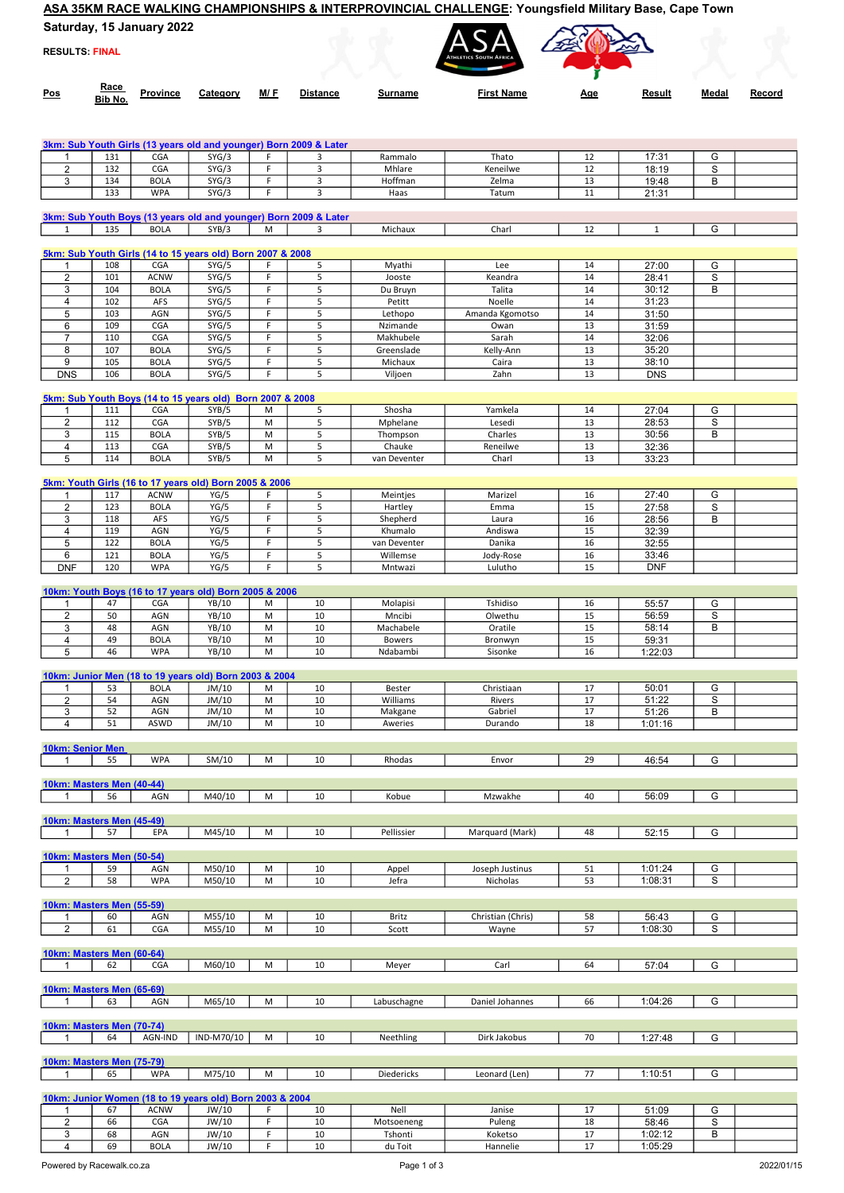# ASA 35KM RACE WALKING CHAMPIONSHIPS & INTERPROVINCIAL CHALLENGE: Youngsfield Military Base, Cape Town

**Saturday, 15 January 2022**

**RESULTS: FINAL**

| Pos | Race Bib No. | Province | Category | M/ F | Distance | Surname | First Name | Age | Result | Medal | Record |
|---|---|---|---|---|---|---|---|---|---|---|---|
| **3km: Sub Youth Girls (13 years old and younger) Born 2009 & Later** | | | | | | | | | | | |
| 1 | 131 | CGA | SYG/3 | F | 3 | Rammalo | Thato | 12 | 17:31 | G | |
| 2 | 132 | CGA | SYG/3 | F | 3 | Mhlare | Keneilwe | 12 | 18:19 | S | |
| 3 | 134 | BOLA | SYG/3 | F | 3 | Hoffman | Zelma | 13 | 19:48 | B | |
| | 133 | WPA | SYG/3 | F | 3 | Haas | Tatum | 11 | 21:31 | | |
| **3km: Sub Youth Boys (13 years old and younger) Born 2009 & Later** | | | | | | | | | | | |
| 1 | 135 | BOLA | SYB/3 | M | 3 | Michaux | Charl | 12 | 1 | G | |
| **5km: Sub Youth Girls (14 to 15 years old) Born 2007 & 2008** | | | | | | | | | | | |
| 1 | 108 | CGA | SYG/5 | F | 5 | Myathi | Lee | 14 | 27:00 | G | |
| 2 | 101 | ACNW | SYG/5 | F | 5 | Jooste | Keandra | 14 | 28:41 | S | |
| 3 | 104 | BOLA | SYG/5 | F | 5 | Du Bruyn | Talita | 14 | 30:12 | B | |
| 4 | 102 | AFS | SYG/5 | F | 5 | Petitt | Noelle | 14 | 31:23 | | |
| 5 | 103 | AGN | SYG/5 | F | 5 | Lethopo | Amanda Kgomotso | 14 | 31:50 | | |
| 6 | 109 | CGA | SYG/5 | F | 5 | Nzimande | Owan | 13 | 31:59 | | |
| 7 | 110 | CGA | SYG/5 | F | 5 | Makhubele | Sarah | 14 | 32:06 | | |
| 8 | 107 | BOLA | SYG/5 | F | 5 | Greenslade | Kelly-Ann | 13 | 35:20 | | |
| 9 | 105 | BOLA | SYG/5 | F | 5 | Michaux | Caira | 13 | 38:10 | | |
| DNS | 106 | BOLA | SYG/5 | F | 5 | Viljoen | Zahn | 13 | DNS | | |
| **5km: Sub Youth Boys (14 to 15 years old) Born 2007 & 2008** | | | | | | | | | | | |
| 1 | 111 | CGA | SYB/5 | M | 5 | Shosha | Yamkela | 14 | 27:04 | G | |
| 2 | 112 | CGA | SYB/5 | M | 5 | Mphelane | Lesedi | 13 | 28:53 | S | |
| 3 | 115 | BOLA | SYB/5 | M | 5 | Thompson | Charles | 13 | 30:56 | B | |
| 4 | 113 | CGA | SYB/5 | M | 5 | Chauke | Reneilwe | 13 | 32:36 | | |
| 5 | 114 | BOLA | SYB/5 | M | 5 | van Deventer | Charl | 13 | 33:23 | | |
| **5km: Youth Girls (16 to 17 years old) Born 2005 & 2006** | | | | | | | | | | | |
| 1 | 117 | ACNW | YG/5 | F | 5 | Meintjes | Marizel | 16 | 27:40 | G | |
| 2 | 123 | BOLA | YG/5 | F | 5 | Hartley | Emma | 15 | 27:58 | S | |
| 3 | 118 | AFS | YG/5 | F | 5 | Shepherd | Laura | 16 | 28:56 | B | |
| 4 | 119 | AGN | YG/5 | F | 5 | Khumalo | Andiswa | 15 | 32:39 | | |
| 5 | 122 | BOLA | YG/5 | F | 5 | van Deventer | Danika | 16 | 32:55 | | |
| 6 | 121 | BOLA | YG/5 | F | 5 | Willemse | Jody-Rose | 16 | 33:46 | | |
| DNF | 120 | WPA | YG/5 | F | 5 | Mntwazi | Lulutho | 15 | DNF | | |
| **10km: Youth Boys (16 to 17 years old) Born 2005 & 2006** | | | | | | | | | | | |
| 1 | 47 | CGA | YB/10 | M | 10 | Molapisi | Tshidiso | 16 | 55:57 | G | |
| 2 | 50 | AGN | YB/10 | M | 10 | Mncibi | Olwethu | 15 | 56:59 | S | |
| 3 | 48 | AGN | YB/10 | M | 10 | Machabele | Oratile | 15 | 58:14 | B | |
| 4 | 49 | BOLA | YB/10 | M | 10 | Bowers | Bronwyn | 15 | 59:31 | | |
| 5 | 46 | WPA | YB/10 | M | 10 | Ndabambi | Sisonke | 16 | 1:22:03 | | |
| **10km: Junior Men (18 to 19 years old) Born 2003 & 2004** | | | | | | | | | | | |
| 1 | 53 | BOLA | JM/10 | M | 10 | Bester | Christiaan | 17 | 50:01 | G | |
| 2 | 54 | AGN | JM/10 | M | 10 | Williams | Rivers | 17 | 51:22 | S | |
| 3 | 52 | AGN | JM/10 | M | 10 | Makgane | Gabriel | 17 | 51:26 | B | |
| 4 | 51 | ASWD | JM/10 | M | 10 | Aweries | Durando | 18 | 1:01:16 | | |
| **10km: Senior Men** | | | | | | | | | | | |
| 1 | 55 | WPA | SM/10 | M | 10 | Rhodas | Envor | 29 | 46:54 | G | |
| **10km: Masters Men (40-44)** | | | | | | | | | | | |
| 1 | 56 | AGN | M40/10 | M | 10 | Kobue | Mzwakhe | 40 | 56:09 | G | |
| **10km: Masters Men (45-49)** | | | | | | | | | | | |
| 1 | 57 | EPA | M45/10 | M | 10 | Pellissier | Marquard (Mark) | 48 | 52:15 | G | |
| **10km: Masters Men (50-54)** | | | | | | | | | | | |
| 1 | 59 | AGN | M50/10 | M | 10 | Appel | Joseph Justinus | 51 | 1:01:24 | G | |
| 2 | 58 | WPA | M50/10 | M | 10 | Jefra | Nicholas | 53 | 1:08:31 | S | |
| **10km: Masters Men (55-59)** | | | | | | | | | | | |
| 1 | 60 | AGN | M55/10 | M | 10 | Britz | Christian (Chris) | 58 | 56:43 | G | |
| 2 | 61 | CGA | M55/10 | M | 10 | Scott | Wayne | 57 | 1:08:30 | S | |
| **10km: Masters Men (60-64)** | | | | | | | | | | | |
| 1 | 62 | CGA | M60/10 | M | 10 | Meyer | Carl | 64 | 57:04 | G | |
| **10km: Masters Men (65-69)** | | | | | | | | | | | |
| 1 | 63 | AGN | M65/10 | M | 10 | Labuschagne | Daniel Johannes | 66 | 1:04:26 | G | |
| **10km: Masters Men (70-74)** | | | | | | | | | | | |
| 1 | 64 | AGN-IND | IND-M70/10 | M | 10 | Neethling | Dirk Jakobus | 70 | 1:27:48 | G | |
| **10km: Masters Men (75-79)** | | | | | | | | | | | |
| 1 | 65 | WPA | M75/10 | M | 10 | Diedericks | Leonard (Len) | 77 | 1:10:51 | G | |
| **10km: Junior Women (18 to 19 years old) Born 2003 & 2004** | | | | | | | | | | | |
| 1 | 67 | ACNW | JW/10 | F | 10 | Nell | Janise | 17 | 51:09 | G | |
| 2 | 66 | CGA | JW/10 | F | 10 | Motsoeneng | Puleng | 18 | 58:46 | S | |
| 3 | 68 | AGN | JW/10 | F | 10 | Tshonti | Koketso | 17 | 1:02:12 | B | |
| 4 | 69 | BOLA | JW/10 | F | 10 | du Toit | Hannelie | 17 | 1:05:29 | | |

Powered by Racewalk.co.za

2022/01/15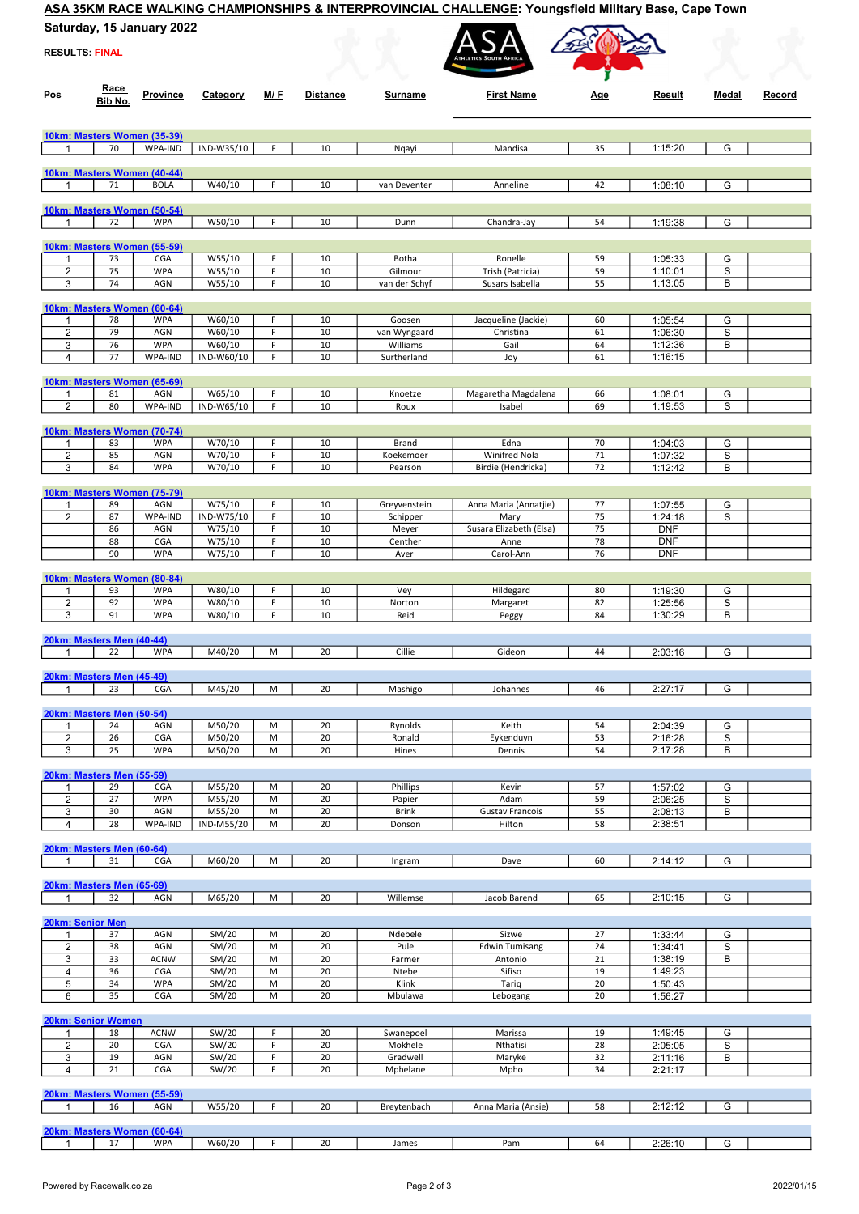**ASA 35KM RACE WALKING CHAMPIONSHIPS & INTERPROVINCIAL CHALLENGE**: Youngsfield Military Base, Cape Town

**Saturday, 15 January 2022**

**RESULTS: FINAL**

| Pos | Race Bib No. | Province | Category | M/ F | Distance | Surname | First Name | Age | Result | Medal | Record |
|---|---|---|---|---|---|---|---|---|---|---|---|
| **10km: Masters Women (35-39)** | | | | | | | | | | | |
| 1 | 70 | WPA-IND | IND-W35/10 | F | 10 | Nqayi | Mandisa | 35 | 1:15:20 | G | |
| **10km: Masters Women (40-44)** | | | | | | | | | | | |
| 1 | 71 | BOLA | W40/10 | F | 10 | van Deventer | Anneline | 42 | 1:08:10 | G | |
| **10km: Masters Women (50-54)** | | | | | | | | | | | |
| 1 | 72 | WPA | W50/10 | F | 10 | Dunn | Chandra-Jay | 54 | 1:19:38 | G | |
| **10km: Masters Women (55-59)** | | | | | | | | | | | |
| 1 | 73 | CGA | W55/10 | F | 10 | Botha | Ronelle | 59 | 1:05:33 | G | |
| 2 | 75 | WPA | W55/10 | F | 10 | Gilmour | Trish (Patricia) | 59 | 1:10:01 | S | |
| 3 | 74 | AGN | W55/10 | F | 10 | van der Schyf | Susars Isabella | 55 | 1:13:05 | B | |
| **10km: Masters Women (60-64)** | | | | | | | | | | | |
| 1 | 78 | WPA | W60/10 | F | 10 | Goosen | Jacqueline (Jackie) | 60 | 1:05:54 | G | |
| 2 | 79 | AGN | W60/10 | F | 10 | van Wyngaard | Christina | 61 | 1:06:30 | S | |
| 3 | 76 | WPA | W60/10 | F | 10 | Williams | Gail | 64 | 1:12:36 | B | |
| 4 | 77 | WPA-IND | IND-W60/10 | F | 10 | Surtherland | Joy | 61 | 1:16:15 | | |
| **10km: Masters Women (65-69)** | | | | | | | | | | | |
| 1 | 81 | AGN | W65/10 | F | 10 | Knoetze | Magaretha Magdalena | 66 | 1:08:01 | G | |
| 2 | 80 | WPA-IND | IND-W65/10 | F | 10 | Roux | Isabel | 69 | 1:19:53 | S | |
| **10km: Masters Women (70-74)** | | | | | | | | | | | |
| 1 | 83 | WPA | W70/10 | F | 10 | Brand | Edna | 70 | 1:04:03 | G | |
| 2 | 85 | AGN | W70/10 | F | 10 | Koekemoer | Winifred Nola | 71 | 1:07:32 | S | |
| 3 | 84 | WPA | W70/10 | F | 10 | Pearson | Birdie (Hendricka) | 72 | 1:12:42 | B | |
| **10km: Masters Women (75-79)** | | | | | | | | | | | |
| 1 | 89 | AGN | W75/10 | F | 10 | Greyvenstein | Anna Maria (Annatjie) | 77 | 1:07:55 | G | |
| 2 | 87 | WPA-IND | IND-W75/10 | F | 10 | Schipper | Mary | 75 | 1:24:18 | S | |
| | 86 | AGN | W75/10 | F | 10 | Meyer | Susara Elizabeth (Elsa) | 75 | DNF | | |
| | 88 | CGA | W75/10 | F | 10 | Centher | Anne | 78 | DNF | | |
| | 90 | WPA | W75/10 | F | 10 | Aver | Carol-Ann | 76 | DNF | | |
| **10km: Masters Women (80-84)** | | | | | | | | | | | |
| 1 | 93 | WPA | W80/10 | F | 10 | Vey | Hildegard | 80 | 1:19:30 | G | |
| 2 | 92 | WPA | W80/10 | F | 10 | Norton | Margaret | 82 | 1:25:56 | S | |
| 3 | 91 | WPA | W80/10 | F | 10 | Reid | Peggy | 84 | 1:30:29 | B | |
| **20km: Masters Men (40-44)** | | | | | | | | | | | |
| 1 | 22 | WPA | M40/20 | M | 20 | Cillie | Gideon | 44 | 2:03:16 | G | |
| **20km: Masters Men (45-49)** | | | | | | | | | | | |
| 1 | 23 | CGA | M45/20 | M | 20 | Mashigo | Johannes | 46 | 2:27:17 | G | |
| **20km: Masters Men (50-54)** | | | | | | | | | | | |
| 1 | 24 | AGN | M50/20 | M | 20 | Rynolds | Keith | 54 | 2:04:39 | G | |
| 2 | 26 | CGA | M50/20 | M | 20 | Ronald | Eykenduyn | 53 | 2:16:28 | S | |
| 3 | 25 | WPA | M50/20 | M | 20 | Hines | Dennis | 54 | 2:17:28 | B | |
| **20km: Masters Men (55-59)** | | | | | | | | | | | |
| 1 | 29 | CGA | M55/20 | M | 20 | Phillips | Kevin | 57 | 1:57:02 | G | |
| 2 | 27 | WPA | M55/20 | M | 20 | Papier | Adam | 59 | 2:06:25 | S | |
| 3 | 30 | AGN | M55/20 | M | 20 | Brink | Gustav Francois | 55 | 2:08:13 | B | |
| 4 | 28 | WPA-IND | IND-M55/20 | M | 20 | Donson | Hilton | 58 | 2:38:51 | | |
| **20km: Masters Men (60-64)** | | | | | | | | | | | |
| 1 | 31 | CGA | M60/20 | M | 20 | Ingram | Dave | 60 | 2:14:12 | G | |
| **20km: Masters Men (65-69)** | | | | | | | | | | | |
| 1 | 32 | AGN | M65/20 | M | 20 | Willemse | Jacob Barend | 65 | 2:10:15 | G | |
| **20km: Senior Men** | | | | | | | | | | | |
| 1 | 37 | AGN | SM/20 | M | 20 | Ndebele | Sizwe | 27 | 1:33:44 | G | |
| 2 | 38 | AGN | SM/20 | M | 20 | Pule | Edwin Tumisang | 24 | 1:34:41 | S | |
| 3 | 33 | ACNW | SM/20 | M | 20 | Farmer | Antonio | 21 | 1:38:19 | B | |
| 4 | 36 | CGA | SM/20 | M | 20 | Ntebe | Sifiso | 19 | 1:49:23 | | |
| 5 | 34 | WPA | SM/20 | M | 20 | Klink | Tariq | 20 | 1:50:43 | | |
| 6 | 35 | CGA | SM/20 | M | 20 | Mbulawa | Lebogang | 20 | 1:56:27 | | |
| **20km: Senior Women** | | | | | | | | | | | |
| 1 | 18 | ACNW | SW/20 | F | 20 | Swanepoel | Marissa | 19 | 1:49:45 | G | |
| 2 | 20 | CGA | SW/20 | F | 20 | Mokhele | Nthatisi | 28 | 2:05:05 | S | |
| 3 | 19 | AGN | SW/20 | F | 20 | Gradwell | Maryke | 32 | 2:11:16 | B | |
| 4 | 21 | CGA | SW/20 | F | 20 | Mphelane | Mpho | 34 | 2:21:17 | | |
| **20km: Masters Women (55-59)** | | | | | | | | | | | |
| 1 | 16 | AGN | W55/20 | F | 20 | Breytenbach | Anna Maria (Ansie) | 58 | 2:12:12 | G | |
| **20km: Masters Women (60-64)** | | | | | | | | | | | |
| 1 | 17 | WPA | W60/20 | F | 20 | James | Pam | 64 | 2:26:10 | G | |

Powered by Racewalk.co.za

2022/01/15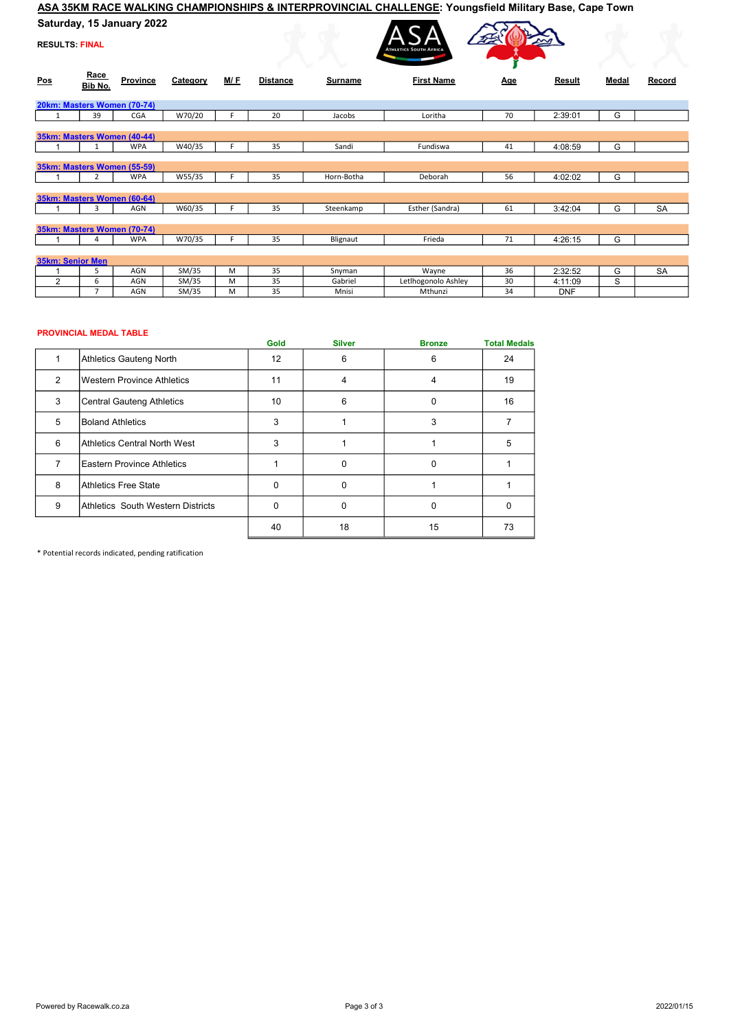**ASA 35KM RACE WALKING CHAMPIONSHIPS & INTERPROVINCIAL CHALLENGE: Youngsfield Military Base, Cape Town**

**Saturday, 15 January 2022**

**RESULTS: FINAL**

| Pos | Race Bib No. | Province | Category | M/ F | Distance | Surname | First Name | Age | Result | Medal | Record |
|---|---|---|---|---|---|---|---|---|---|---|---|
| **20km: Masters Women (70-74)** | | | | | | | | | | | |
| 1 | 39 | CGA | W70/20 | F | 20 | Jacobs | Loritha | 70 | 2:39:01 | G | |
| **35km: Masters Women (40-44)** | | | | | | | | | | | |
| 1 | 1 | WPA | W40/35 | F | 35 | Sandi | Fundiswa | 41 | 4:08:59 | G | |
| **35km: Masters Women (55-59)** | | | | | | | | | | | |
| 1 | 2 | WPA | W55/35 | F | 35 | Horn-Botha | Deborah | 56 | 4:02:02 | G | |
| **35km: Masters Women (60-64)** | | | | | | | | | | | |
| 1 | 3 | AGN | W60/35 | F | 35 | Steenkamp | Esther (Sandra) | 61 | 3:42:04 | G | SA |
| **35km: Masters Women (70-74)** | | | | | | | | | | | |
| 1 | 4 | WPA | W70/35 | F | 35 | Blignaut | Frieda | 71 | 4:26:15 | G | |
| **35km: Senior Men** | | | | | | | | | | | |
| 1 | 5 | AGN | SM/35 | M | 35 | Snyman | Wayne | 36 | 2:32:52 | G | SA |
| 2 | 6 | AGN | SM/35 | M | 35 | Gabriel | Letlhogonolo Ashley | 30 | 4:11:09 | S | |
| | 7 | AGN | SM/35 | M | 35 | Mnisi | Mthunzi | 34 | DNF | | |

**PROVINCIAL MEDAL TABLE**

| | | Gold | Silver | Bronze | Total Medals |
|---|---|---|---|---|---|
| 1 | Athletics Gauteng North | 12 | 6 | 6 | 24 |
| 2 | Western Province Athletics | 11 | 4 | 4 | 19 |
| 3 | Central Gauteng Athletics | 10 | 6 | 0 | 16 |
| 5 | Boland Athletics | 3 | 1 | 3 | 7 |
| 6 | Athletics Central North West | 3 | 1 | 1 | 5 |
| 7 | Eastern Province Athletics | 1 | 0 | 0 | 1 |
| 8 | Athletics Free State | 0 | 0 | 1 | 1 |
| 9 | Athletics South Western Districts | 0 | 0 | 0 | 0 |
| | | 40 | 18 | 15 | 73 |

* Potential records indicated, pending ratification

Powered by Racewalk.co.za

2022/01/15